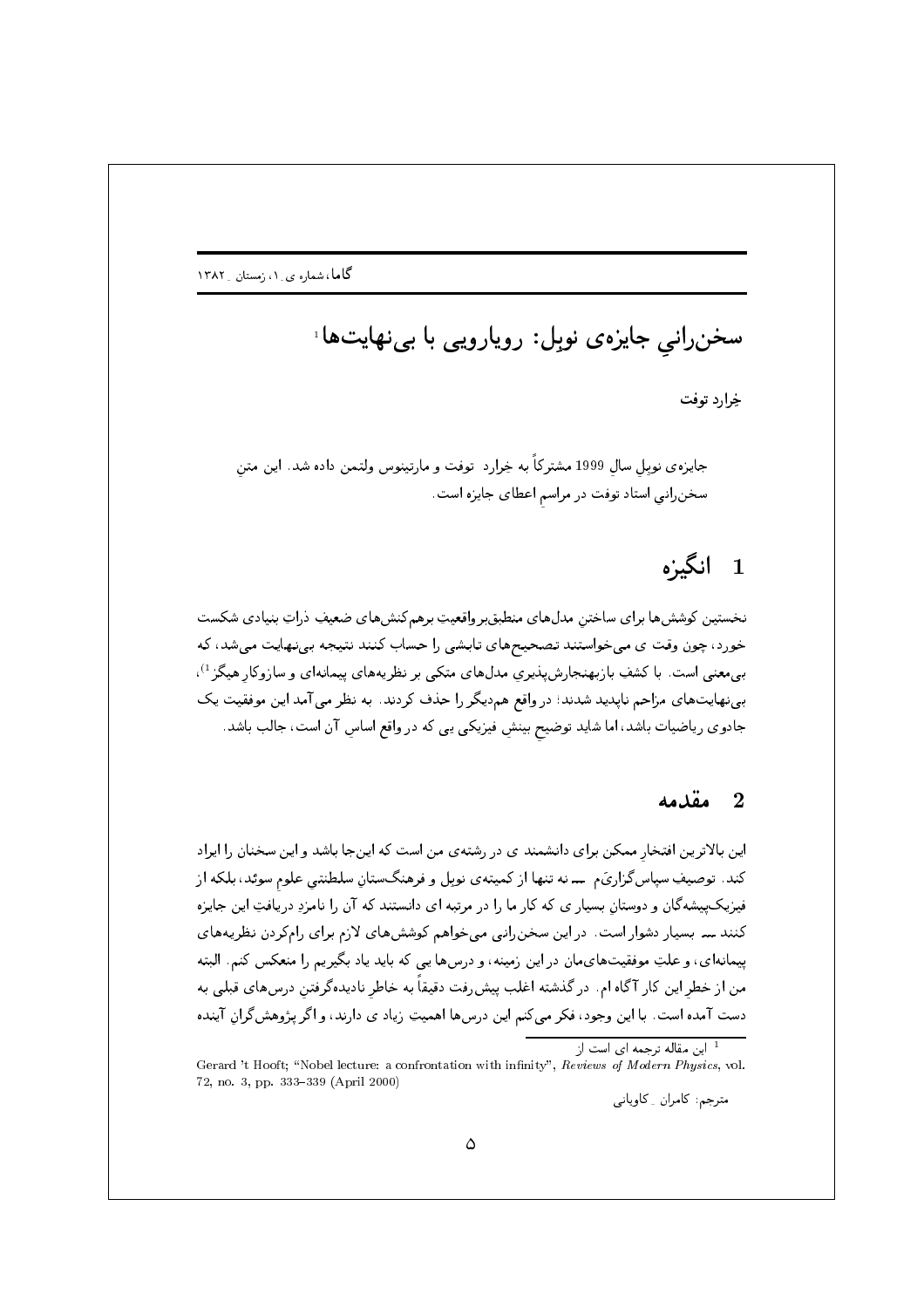# سخن‌رانیِ جایزه‌ی نوبل: رویارویی با بی‌نهایت‌ها[1]

خِرارد توفت

جایزه‌ی نوبلِ سالِ 1999 مشترکاً به خِرارد توفت و مارتینوس ولتمن داده شد. این متنِ سخن‌رانیِ استاد توفت در مراسمِ اعطای جایزه است.

## 1 انگیزه

نخستین کوشش‌ها برای ساختنِ مدل‌های منطبق‌برواقعیتِ برهم‌کنش‌های ضعیفِ ذراتِ بنیادی شکست خورد، چون وقت ی می‌خواستند تصحیح‌های تابشی را حساب کنند نتیجه بی‌نهایت می‌شد، که بی‌معنی است. با کشفِ بازبهنجارش‌پذیریِ مدل‌های متکی بر نظریه‌های پیمانه‌ای و سازوکارِ هیگز[1]، بی‌نهایت‌های مزاحم ناپدید شدند؛ در واقع هم‌دیگر را حذف کردند. به نظر می‌آمد این موفقیت یک جادوی ریاضیات باشد، اما شاید توضیحِ بینشِ فیزیکی یی که در واقع اساسِ آن است، جالب باشد.

## 2 مقدمه

این بالاترین افتخارِ ممکن برای دانشمند ی در رشته‌ی من است که این‌جا باشد و این سخنان را ایراد کند. توصیفِ سپاس‌گزاری‌َم — نه تنها از کمیته‌ی نوبل و فرهنگ‌ستانِ سلطنتیِ علومِ سوئد، بلکه از فیزیک‌پیشه‌گان و دوستانِ بسیار ی که کار ما را در مرتبه ای دانستند که آن را نامزدِ دریافتِ این جایزه کنند — بسیار دشوار است. در این سخن‌رانی می‌خواهم کوشش‌های لازم برای رام‌کردنِ نظریه‌های پیمانه‌ای، و علتِ موفقیت‌های‌مان در این زمینه، و درس‌ها یی که باید یاد بگیریم را منعکس کنم. البته من از خطرِ این کار آگاه ام. در گذشته اغلب پیش‌رفت دقیقاً به خاطرِ نادیده‌گرفتنِ درس‌های قبلی به دست آمده است. با این وجود، فکر می‌کنم این درس‌ها اهمیتِ زیاد ی دارند، و اگر پژوهش‌گرانِ آینده

---

[1] این مقاله ترجمه ای است از
Gerard 't Hooft; "Nobel lecture: a confrontation with infinity", *Reviews of Modern Physics*, vol. 72, no. 3, pp. 333–339 (April 2000)

مترجم: کامران ـ کاویانی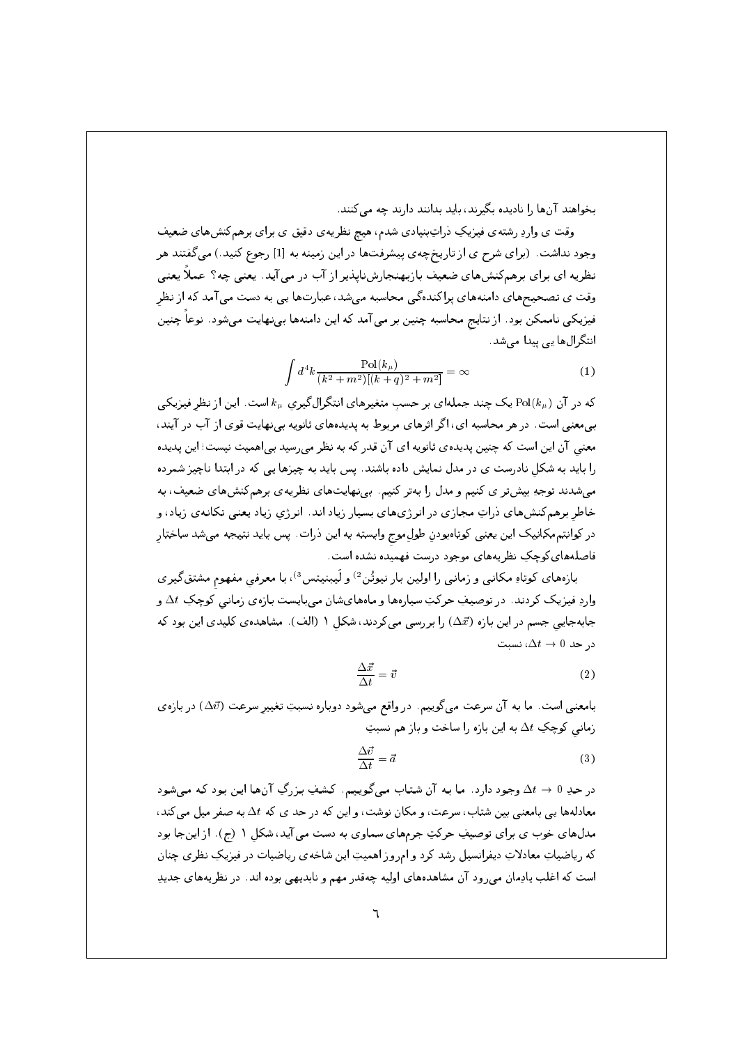بخواهند آن‌ها را نادیده بگیرند، باید بدانند دارند چه می‌کنند.

وقت ی واردِ رشته‌ی فیزیکِ ذراتِ‌بنیادی شدم، هیچ نظریه‌ی دقیق ی برای برهم‌کنش‌های ضعیف وجود نداشت. (برای شرح ی از تاریخ‌چه‌ی پیشرفت‌ها در این زمینه به [1] رجوع کنید.) می‌گفتند هر نظریه ای برای برهم‌کنش‌های ضعیف بازبهنجارش‌ناپذیر از آب در می‌آید. یعنی چه؟ عملاً یعنی وقت ی تصحیح‌های دامنه‌های پراکندگی محاسبه می‌شد، عبارت‌ها یی به دست می‌آمد که از نظرِ فیزیکی ناممکن بود. از نتایجِ محاسبه چنین بر می‌آمد که این دامنه‌ها بی‌نهایت می‌شود. نوعاً چنین انتگرال‌ها یی پیدا می‌شد.

$$\int d^4k \frac{\mathrm{Pol}(k_\mu)}{(k^2+m^2)[(k+q)^2+m^2]} = \infty \qquad (1)$$

که در آن $\mathrm{Pol}(k_\mu)$ یک چند جمله‌ای بر حسبِ متغیرهای انتگرال‌گیریِ $k_\mu$ است. این از نظرِ فیزیکی بی‌معنی است. در هر محاسبه ای، اگر اثرهای مربوط به پدیده‌های ثانویه بی‌نهایت قوی از آب در آیند، معنی آن این است که چنین پدیده‌ی ثانویه ای آن قدر که به نظر می‌رسید بی‌اهمیت نیست؛ این پدیده را باید به شکلِ نادرست ی در مدل نمایش داده باشند. پس باید به چیزها یی که در ابتدا ناچیز شمرده می‌شدند توجهِ بیش‌تر ی کنیم و مدل را به‌تر کنیم. بی‌نهایت‌های نظریه‌ی برهم‌کنش‌های ضعیف، به خاطرِ برهم‌کنش‌های ذراتِ مجازی در انرژی‌های بسیار زیاد اند. انرژیِ زیاد یعنی تکانه‌ی زیاد، و در کوانتم‌مکانیک این یعنی کوتاه‌بودنِ طولِ‌موج وابسته به این ذرات. پس باید نتیجه می‌شد ساختارِ فاصله‌های کوچکِ نظریه‌های موجود درست فهمیده نشده است.

بازه‌های کوتاهِ مکانی و زمانی را اولین بار نیوتُن[2] و لَیبنیتس[3]، با معرفیِ مفهومِ مشتق‌گیری واردِ فیزیک کردند. در توصیفِ حرکتِ سیاره‌ها و ماه‌های‌شان می‌بایست بازه‌ی زمانیِ کوچکِ $\Delta t$ و جابه‌جاییِ جسم در این بازه ($\Delta\vec{x}$) را بررسی می‌کردند، شکلِ ۱ (الف). مشاهده‌ی کلیدی این بود که در حدِ $\Delta t \to 0$، نسبت

$$\frac{\Delta\vec{x}}{\Delta t} = \vec{v} \qquad (2)$$

بامعنی است. ما به آن سرعت می‌گوییم. در واقع می‌شود دوباره نسبتِ تغییرِ سرعت ($\Delta\vec{v}$) در بازه‌ی زمانیِ کوچکِ $\Delta t$ به این بازه را ساخت و باز هم نسبتِ

$$\frac{\Delta\vec{v}}{\Delta t} = \vec{a} \qquad (3)$$

در حدِ $\Delta t \to 0$ وجود دارد. ما به آن شتاب می‌گوییم. کشفِ بزرگِ آن‌ها این بود که می‌شود معادله‌ها یی بامعنی بینِ شتاب، سرعت، و مکان نوشت، و این که در حد ی که $\Delta t$ به صفر میل می‌کند، مدل‌های خوب ی برای توصیفِ حرکتِ جرم‌های سماوی به دست می‌آید، شکلِ ۱ (ج). از این‌جا بود که ریاضیاتِ معادلاتِ دیفرانسیل رشد کرد و امروز اهمیتِ این شاخه‌ی ریاضیات در فیزیکِ نظری چنان است که اغلب یادمان می‌رود آن مشاهده‌های اولیه چه‌قدر مهم و نابدیهی بوده اند. در نظریه‌های جدید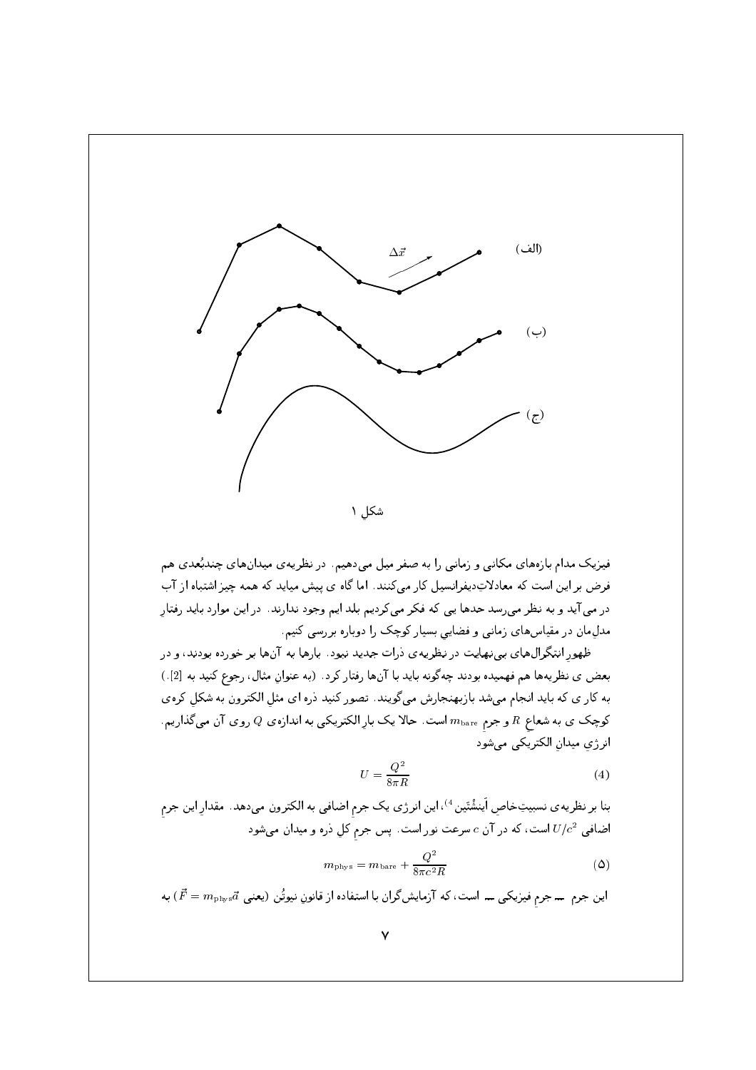(الف)

$\Delta\vec{x}$

(ب)

(ج)

شکلِ ۱

فیزیک مدام بازه‌های مکانی و زمانی را به صفر میل می‌دهیم. در نظریه‌ی میدان‌های چندبُعدی هم فرض بر این است که معادلاتِ دیفرانسیل کار می‌کنند. اما گاه ی پیش میاید که همه چیز اشتباه از آب در می‌آید و به نظر می‌رسد حدها یی که فکر می‌کردیم بلد ایم وجود ندارند. در این موارد باید رفتارِ مدل‌مان در مقیاس‌های زمانی و فضایی بسیار کوچک را دوباره بررسی کنیم.

ظهورِ انتگرال‌های بی‌نهایت در نظریه‌ی ذرات جدید نبود. بارها به آن‌ها بر خورده بودند، و در بعض ی نظریه‌ها هم فهمیده بودند چه‌گونه باید با آن‌ها رفتار کرد. (به عنوانِ مثال، رجوع کنید به [2].) به کار ی که باید انجام می‌شد بازبهنجارش می‌گویند. تصور کنید ذره ای مثلِ الکترون به شکلِ کره‌ی کوچک ی به شعاعِ $R$ و جرمِ $m_{\rm bare}$ است. حالا یک بارِ الکتریکی به اندازه‌ی $Q$ روی آن می‌گذاریم. انرژیِ میدانِ الکتریکی می‌شود

$$U = \frac{Q^2}{8\pi R} \tag{4}$$

بنا بر نظریه‌ی نسبیتِ‌خاصِ اَینشتَین[4]، این انرژی یک جرمِ اضافی به الکترون می‌دهد. مقدارِ این جرمِ اضافی $U/c^2$ است، که در آن $c$ سرعت نور است. پس جرمِ کلِ ذره و میدان می‌شود

$$m_{\rm phys} = m_{\rm bare} + \frac{Q^2}{8\pi c^2 R} \tag{5}$$

این جرم ــ جرمِ فیزیکی ــ است، که آزمایش‌گران با استفاده از قانونِ نیوتُن (یعنی $\vec{F} = m_{\rm phys}\vec{a}$) به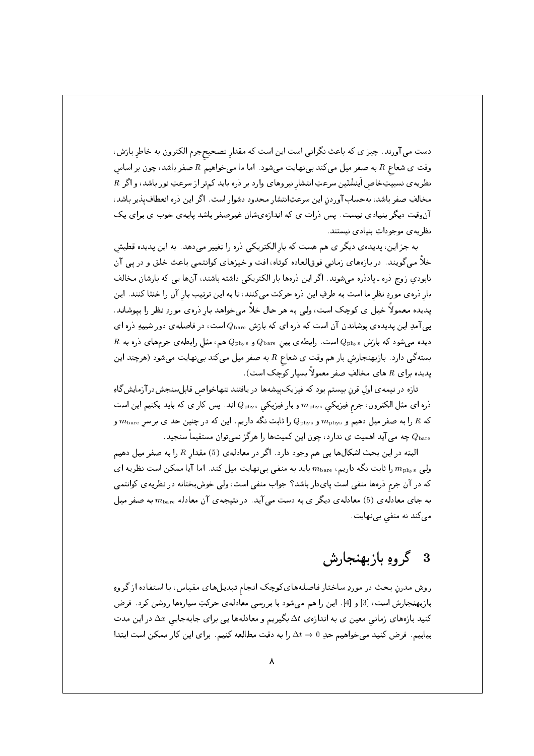دست می‌آورند. چیز ی که باعثِ نگرانی است این است که مقدارِ تصحیحِ جرمِ الکترون به خاطرِ بارَش، وقت ی شعاعِ $R$ به صفر میل می‌کند بی‌نهایت می‌شود. اما ما می‌خواهیم $R$ صفر باشد، چون بر اساسِ نظریه‌ی نسبیتِ‌خاصِ اَینشْتَین سرعتِ انتشارِ نیروهای وارد بر ذره باید کم‌تر از سرعتِ نور باشد، و اگر $R$ مخالفِ صفر باشد، به‌حساب آوردنِ این سرعتِ‌انتشار محدود دشوار است. اگر این ذره انعطاف‌پذیر باشد، آن‌وقت دیگر بنیادی نیست. پس ذرات ی که اندازه‌ی‌شان غیرِصفر باشد پایه‌ی خوب ی برای یک نظریه‌ی موجوداتِ بنیادی نیستند.

به جز این، پدیده‌ی دیگر ی هم هست که بارِ الکتریکیِ ذره را تغییر می‌دهد. به این پدیده قطبشِ خلأ می‌گویند. در بازه‌های زمانیِ فوق‌العاده کوتاه، افت و خیزهای کوانتمی باعثِ خلق و در پیِ آن نابودیِ زوجِ ذره ـ پادذره می‌شوند. اگر این ذره‌ها بارِ الکتریکی داشته باشند، آن‌ها یی که بارِشان مخالفِ بارِ ذره‌ی موردِ نظرِ ما است به طرفِ این ذره حرکت می‌کنند، تا به این ترتیب بارِ آن را خنثا کنند. این پدیده معمولاً خیل ی کوچک است، ولی به هر حال خلأ می‌خواهد بارِ ذره‌ی موردِ نظر را بپوشاند. پی‌آمدِ این پدیده‌ی پوشاندن آن است که ذره ای که بارَش $Q_{\rm bare}$ است، در فاصله‌ی دور شبیهِ ذره ای دیده می‌شود که بارَش $Q_{\rm phys}$ است. رابطه‌ی بینِ $Q_{\rm bare}$ و $Q_{\rm phys}$ هم، مثلِ رابطه‌ی جرم‌های ذره به $R$ بستگی دارد. بازبهنجارشِ بار هم وقت ی شعاعِ $R$ به صفر میل می‌کند بی‌نهایت می‌شود (هرچند این پدیده برای $R$ های مخالفِ صفر معمولاً بسیار کوچک است).

تازه در نیمه‌ی اولِ قرنِ بیستم بود که فیزیک‌پیشه‌ها در یافتند تنهاخواصِ قابلِ‌سنجش‌درآزمایش‌گاهِ ذره ای مثلِ الکترون، جرمِ فیزیکیِ $m_{\rm phys}$ و بارِ فیزیکیِ $Q_{\rm phys}$ اند. پس کار ی که باید بکنیم این است که $R$ را به صفر میل دهیم و $m_{\rm phys}$ و $Q_{\rm phys}$ را ثابت نگه داریم. این که در چنین حد ی بر سرِ $m_{\rm bare}$ و $Q_{\rm bare}$ چه می‌آید اهمیت ی ندارد، چون این کمیت‌ها را هرگز نمی‌توان مستقیماً سنجید.

البته در این بحث اشکال‌ها یی هم وجود دارد. اگر در معادله‌ی (5) مقدارِ $R$ را به صفر میل دهیم ولی $m_{\rm phys}$ را ثابت نگه داریم، $m_{\rm bare}$ باید به منفیِ بی‌نهایت میل کند. اما آیا ممکن است نظریه ای که در آن جرمِ ذره‌ها منفی است پای‌دار باشد؟ جواب منفی است، ولی خوش‌بختانه در نظریه‌ی کوانتمی به جای معادله‌ی (5) معادله‌ی دیگر ی به دست می‌آید. در نتیجه‌ی آن معادله $m_{\rm bare}$ به صفر میل می‌کند نه منفیِ بی‌نهایت.

## 3 گروهِ بازبهنجارش

روشِ مدرنِ بحث در موردِ ساختارِ فاصله‌های کوچک انجامِ تبدیل‌های مقیاس، با استفاده از گروهِ بازبهنجارش است، [3] و [4]. این را هم می‌شود با بررسیِ معادله‌ی حرکتِ سیاره‌ها روشن کرد. فرض کنید بازه‌های زمانیِ معین ی به اندازه‌ی $\Delta t$ بگیریم و معادله‌ها یی برای جابه‌جاییِ $\Delta x$ در این مدت بیابیم. فرض کنید می‌خواهیم حدِ $\Delta t \to 0$ را به دقت مطالعه کنیم. برای این کار ممکن است ابتدا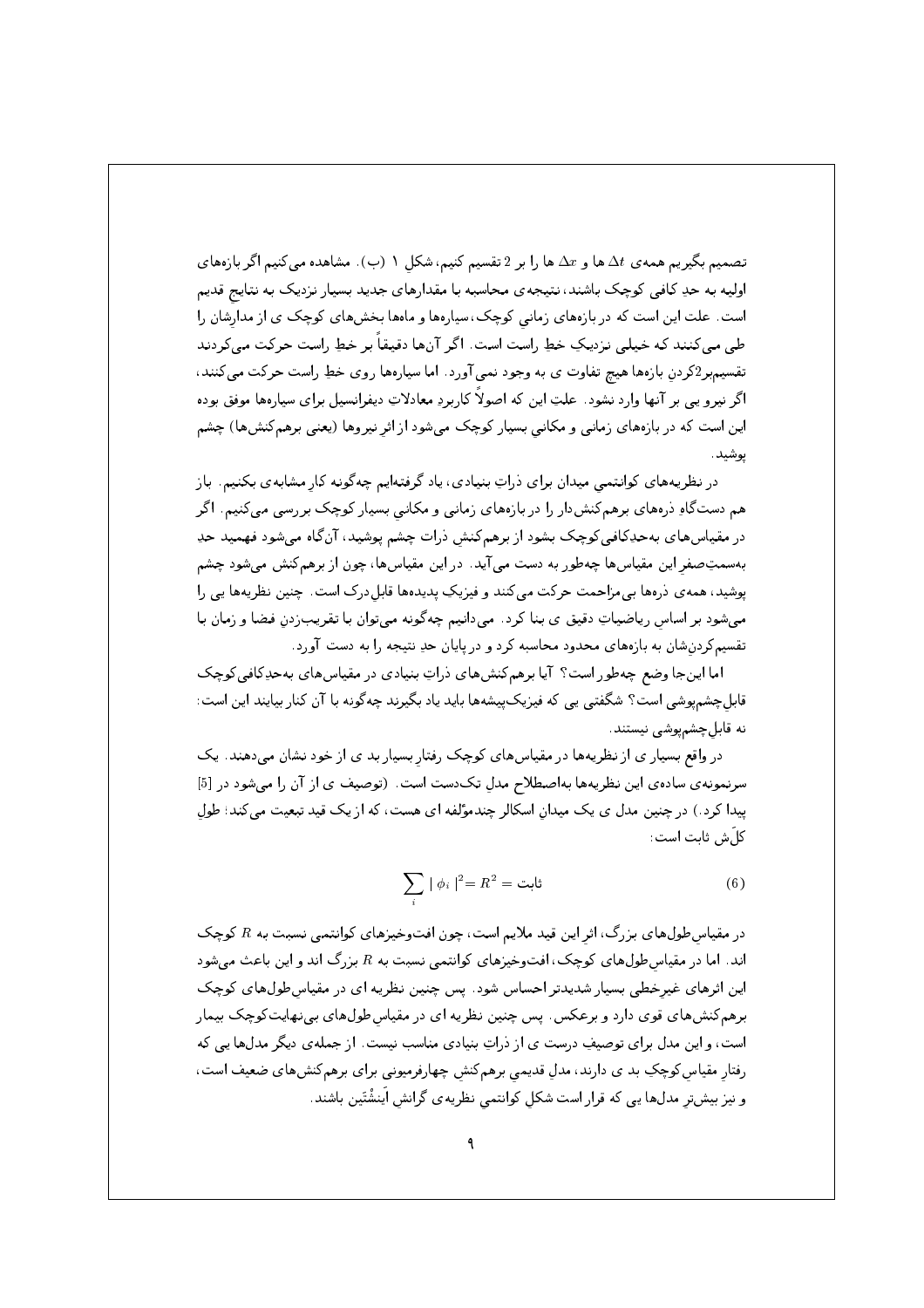تصمیم بگیریم همه‌ی $\Delta t$ ها و $\Delta x$ ها را بر 2 تقسیم کنیم، شکلِ ۱ (ب). مشاهده می‌کنیم اگر بازه‌های اولیه به حدِ کافی کوچک باشند، نتیجه‌ی محاسبه با مقدارهای جدید بسیار نزدیک به نتایجِ قدیم است. علت این است که در بازه‌های زمانیِ کوچک، سیاره‌ها و ماه‌ها بخش‌های کوچک ی از مدارشان را طی می‌کنند که خیلی نزدیک خطِ راست است. اگر آن‌ها دقیقاً بر خطِ راست حرکت می‌کردند تقسیم‌بر2کردنِ بازه‌ها هیچ تفاوت ی به وجود نمی‌آورد. اما سیاره‌ها روی خطِ راست حرکت می‌کنند، اگر نیرو یی بر آنها وارد نشود. علتِ این که اصولاً کاربردِ معادلاتِ دیفرانسیل برای سیاره‌ها موفق بوده این است که در بازه‌های زمانی و مکانیِ بسیار کوچک می‌شود از اثرِ نیروها (یعنی برهم‌کنش‌ها) چشم پوشید.

در نظریه‌های کوانتمیِ میدان برای ذراتِ بنیادی، یاد گرفته‌ایم چه‌گونه کارِ مشابه‌ی بکنیم. باز هم دست‌گاهِ ذره‌های برهم‌کنش‌دار را در بازه‌های زمانی و مکانیِ بسیار کوچک بررسی می‌کنیم. اگر در مقیاس‌های به‌حدِکافی‌کوچک بشود از برهم‌کنشِ ذرات چشم پوشید، آن‌گاه می‌شود فهمید حدِ به‌سمتِ‌صفرِ این مقیاس‌ها چه‌طور به دست می‌آید. در این مقیاس‌ها، چون از برهم‌کنش می‌شود چشم پوشید، همه‌ی ذره‌ها بی‌مزاحمت حرکت می‌کنند و فیزیکِ پدیده‌ها قابلِ‌درک است. چنین نظریه‌ها یی را می‌شود بر اساسِ ریاضیاتِ دقیق ی بنا کرد. می‌دانیم چه‌گونه می‌توان با تقریب‌زدنِ فضا و زمان با تقسیم‌کردن‌شان به بازه‌های محدود محاسبه کرد و در پایان حدِ نتیجه را به دست آورد.

اما این‌جا وضع چه‌طور است؟ آیا برهم‌کنش‌های ذراتِ بنیادی در مقیاس‌های به‌حدِکافی‌کوچک قابلِ‌چشم‌پوشی است؟ شگفتی یی که فیزیک‌پیشه‌ها باید یاد بگیرند چه‌گونه با آن کنار بیایند این است: نه قابلِ‌چشم‌پوشی نیستند.

در واقع بسیار ی از نظریه‌ها در مقیاس‌های کوچک رفتارِ بسیار بد ی از خود نشان می‌دهند. یک سرنمونه‌ی ساده‌ی این نظریه‌ها به‌اصطلاح مدلِ تک‌دست است. (توصیف ی از آن را می‌شود در [5] پیدا کرد.) در چنین مدل ی یک میدانِ اسکالرِ چندمؤلفه ای هست، که از یک قید تبعیت می‌کند؛ طولِ کل‌َش ثابت است:

$$\sum_i \mid \phi_i \mid^2 = R^2 = \text{ثابت} \tag{6}$$

در مقیاسِ‌طول‌های بزرگ، اثرِ این قید ملایم است، چون افت‌وخیزهای کوانتمی نسبت به $R$ کوچک اند. اما در مقیاسِ‌طول‌های کوچک، افت‌وخیزهای کوانتمی نسبت به $R$ بزرگ اند و این باعث می‌شود این اثرهای غیرخطی بسیار شدیدتر احساس شود. پس چنین نظریه ای در مقیاسِ‌طول‌های کوچک برهم‌کنش‌های قوی دارد و برعکس. پس چنین نظریه ای در مقیاسِ‌طول‌های بی‌نهایت‌کوچک بیمار است، و این مدل برای توصیفِ درست ی از ذراتِ بنیادی مناسب نیست. از جمله‌ی دیگر مدل‌ها یی که رفتارِ مقیاسِ‌کوچکِ بد ی دارند، مدلِ قدیمیِ برهم‌کنشِ چهارفرمیونی برای برهم‌کنش‌های ضعیف است، و نیز بیش‌ترِ مدل‌ها یی که قرار است شکلِ کوانتمیِ نظریه‌ی گرانشِ اَینشتَین باشند.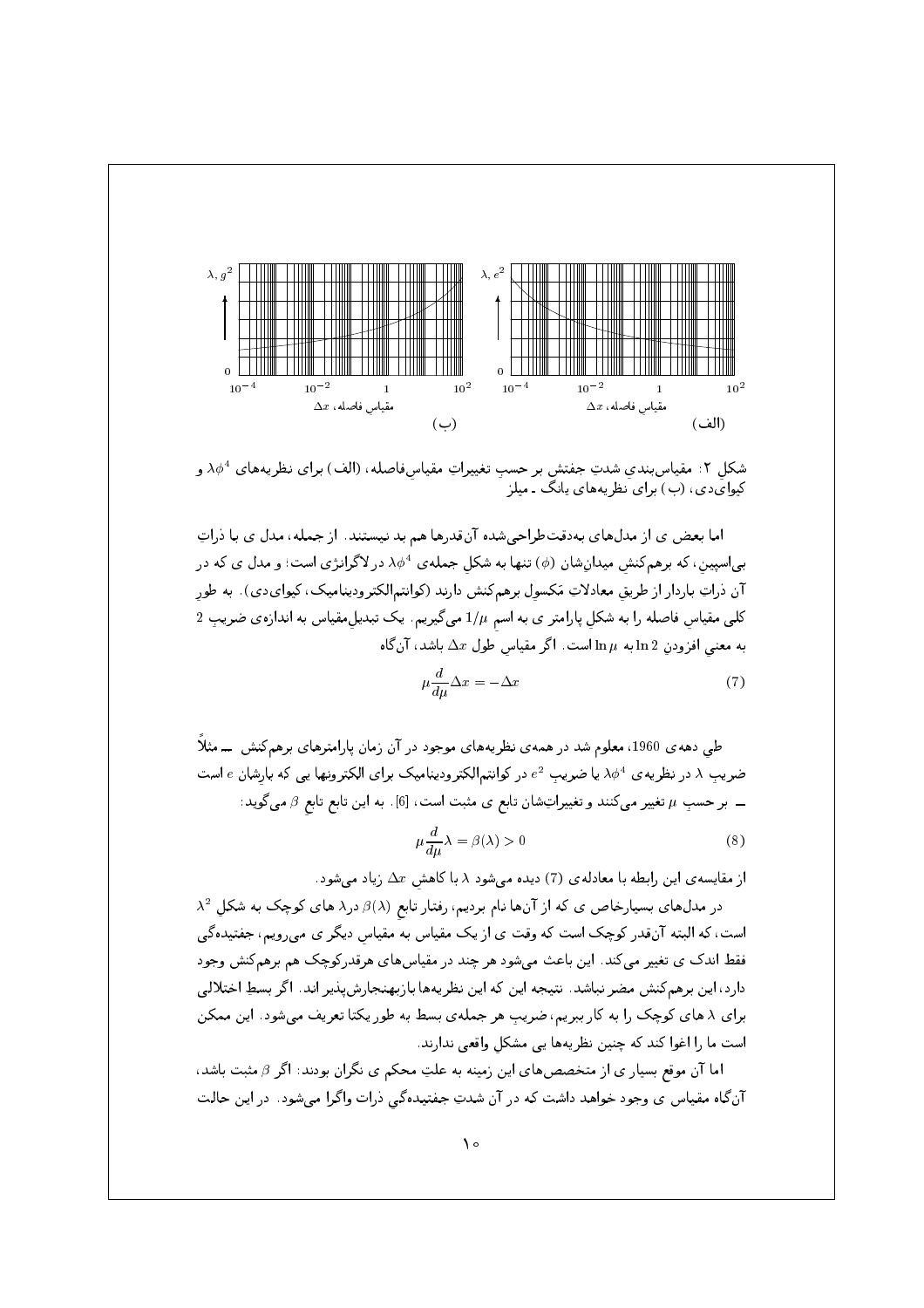شکل ۲: مقیاس‌بندیِ شدتِ جفتش بر حسبِ تغییراتِ مقیاسِ فاصله، (الف) برای نظریه‌های $\lambda\phi^4$ و کیوای‌دی، (ب) برای نظریه‌های یانگ ـ میلز

اما بعض ی از مدل‌های به‌دقت‌طراحی‌شده آن‌قدرها هم بد نیستند. از جمله، مدل ی با ذراتِ بی‌اسپین، که برهم‌کنش میدان‌شان ($\phi$) تنها به شکلِ جمله‌ی $\lambda\phi^4$ در لاگرانژی است؛ و مدل ی که در آن ذراتِ باردار از طریقِ معادلاتِ مَکسولِ برهم‌کنش دارند (کوانتم‌الکترودینامیک، کیوای‌دی). به طورِ کلی مقیاسِ فاصله را به شکلِ پارامتر ی به اسمِ $1/\mu$ می‌گیریم. یک تبدیل‌مقیاس به اندازه‌ی ضریبِ 2 به معنیِ افزودنِ $\ln 2$ به $\ln \mu$ است. اگر مقیاسِ طول $\Delta x$ باشد، آن‌گاه

$$\mu\frac{d}{d\mu}\Delta x = -\Delta x \tag{7}$$

طیِ دهه‌ی 1960، معلوم شد در همه‌ی نظریه‌های موجود در آن زمان پارامترهای برهم‌کنش ــ مثلاً ضریبِ $\lambda$ در نظریه‌ی $\lambda\phi^4$ یا ضریبِ $e^2$ در کوانتم‌الکترودینامیک برای الکترون‌ها یی که بارِشان $e$ است ــ بر حسبِ $\mu$ تغییر می‌کنند و تغییراتِ‌شان تابع ی مثبت است، [6]. به این تابع تابعِ $\beta$ می‌گوید:

$$\mu\frac{d}{d\mu}\lambda = \beta(\lambda) > 0 \tag{8}$$

از مقایسه‌ی این رابطه با معادله‌ی (7) دیده می‌شود $\lambda$ با کاهش $\Delta x$ زیاد می‌شود.

در مدل‌های بسیارخاص ی که از آن‌ها نام بردیم، رفتارِ تابعِ $\beta(\lambda)$ در $\lambda$ های کوچک به شکلِ $\lambda^2$ است، که البته آن‌قدر کوچک است که وقت ی از یک مقیاس به مقیاس دیگر ی می‌رویم، جفتیده‌گی فقط اندک ی تغییر می‌کند. این باعث می‌شود هر چند در مقیاس‌های هرقدرکوچک هم برهم‌کنش وجود دارد، این برهم‌کنش مضر نباشد. نتیجه این که این نظریه‌ها بازبهنجارش‌پذیر اند. اگر بسطِ اختلالی برای $\lambda$ های کوچک را به کار ببریم، ضریبِ هر جمله‌ی بسط به طور یکتا تعریف می‌شود. این ممکن است ما را اغوا کند که چنین نظریه‌ها یی مشکلِ واقعی ندارند.

اما آن موقع بسیار ی از متخصص‌های این زمینه به علتِ محکم ی نگران بودند: اگر $\beta$ مثبت باشد، آن‌گاه مقیاس ی وجود خواهد داشت که در آن شدتِ جفتیده‌گیِ ذرات واگرا می‌شود. در این حالت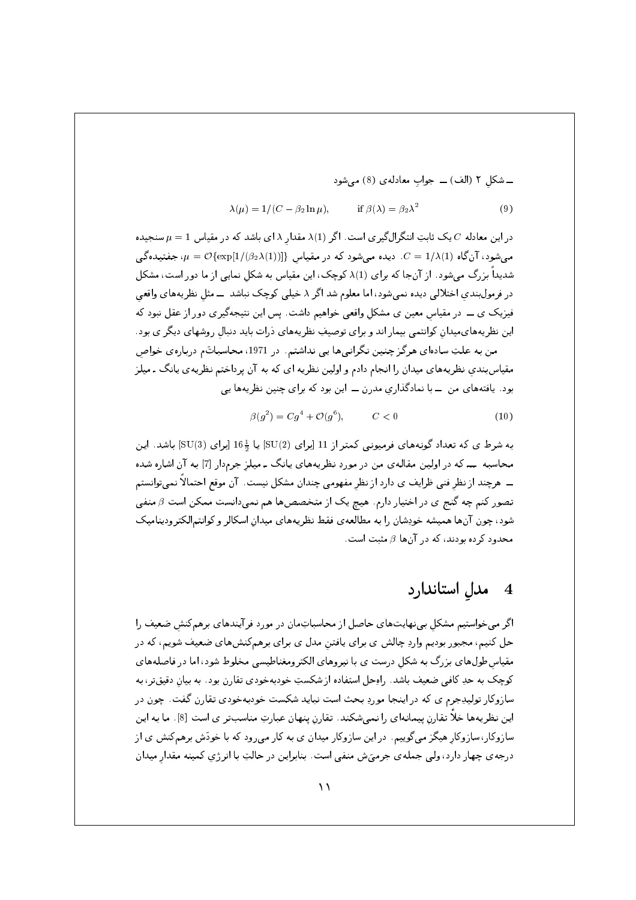ــ شکلِ ۲ (الف) ــ جوابِ معادله‌ی (8) می‌شود

$$\lambda(\mu) = 1/(C - \beta_2 \ln \mu), \qquad \text{if } \beta(\lambda) = \beta_2 \lambda^2 \tag{9}$$

در این معادله $C$ یک ثابت انتگرال‌گیری است. اگر $\lambda(1)$ مقدارِ $\lambda$ ای باشد که در مقیاس $\mu = 1$ سنجیده می‌شود، آن‌گاه $C = 1/\lambda(1)$. دیده می‌شود که در مقیاسِ $\mu = \mathcal{O}\{\exp[1/(\beta_2\lambda(1))]\}$، جفتیدگی شدیداً بزرگ می‌شود. از آن‌جا که برای $\lambda(1)$ کوچک، این مقیاس به شکلِ نمایی از ما دور است، مشکل در فرمول‌بندیِ اختلالی دیده نمی‌شود، اما معلوم شد اگر $\lambda$ خیلی کوچک نباشد ــ مثلِ نظریه‌های واقعیِ فیزیک ی ــ در مقیاسِ معین ی مشکلِ واقعی خواهیم داشت. پس این نتیجه‌گیری دور از عقل نبود که این نظریه‌های‌میدانِ کوانتمی بیمار اند و برای توصیفِ نظریه‌های ذرات باید دنبالِ روشهای دیگر ی بود.

من به علتِ ساده‌ای هرگز چنین نگرانی‌ها یی نداشتم. در 1971، محاسباتَم درباره‌ی خواصِ مقیاس‌بندیِ نظریه‌های میدان را انجام دادم و اولین نظریه ای که به آن پرداختم نظریه‌ی یانگ ـ میلز بود. یافته‌های من ــ با نمادگذاریِ مدرن ــ این بود که برای چنین نظریه‌ها یی

$$\beta(g^2) = C g^4 + \mathcal{O}(g^6), \qquad C < 0 \tag{10}$$

به شرط ی که تعداد گونه‌های فرمیونی کمتر از 11 [برای SU(2)] یا $16\frac{1}{2}$ [برای SU(3)] باشد. این محاسبه ــ که در اولین مقاله‌ی من در موردِ نظریه‌های یانگ ـ میلزِ جرم‌دار [7] به آن اشاره شده ــ هرچند از نظرِ فنی ظرایف ی دارد از نظرِ مفهومی چندان مشکل نیست. آن موقع احتمالاً نمی‌توانستم تصور کنم چه گنج ی در اختیار دارم. هیچ یک از متخصص‌ها هم نمی‌دانست ممکن است $\beta$ منفی شود، چون آن‌ها همیشه خودِشان را به مطالعه‌ی فقط نظریه‌های میدانِ اسکالر و کوانتم‌الکترودینامیک محدود کرده بودند، که در آن‌ها $\beta$ مثبت است.

## 4 مدلِ استاندارد

اگر می‌خواستیم مشکلِ بی‌نهایت‌های حاصل از محاسباتِ‌مان در مورد فرآیندهای برهم‌کنشِ ضعیف را حل کنیم، مجبور بودیم واردِ چالش ی برای یافتنِ مدل ی برای برهم‌کنش‌های ضعیف شویم، که در مقیاسِ طول‌های بزرگ به شکلِ درست ی با نیروهای الکترومغناطیسی مخلوط شود، اما در فاصله‌های کوچک به حدِ کافی ضعیف باشد. راه‌حل استفاده از شکستِ خودبه‌خودی تقارن بود. به بیانِ دقیق‌تر، به سازوکارِ تولیدِجرم ی که در اینجا موردِ بحث است نباید شکست خودبه‌خودی تقارن گفت. چون در این نظریه‌ها خلأ تقارنِ پیمانه‌ای را نمی‌شکند. تقارنِ پنهان عبارتِ مناسب‌تر ی است [8]. ما به این سازوکار، سازوکارِ هیگز می‌گوییم. در این سازوکار میدان ی به کار می‌رود که با خودَش برهم‌کنش ی از درجه‌ی چهار دارد، ولی جمله‌ی جرمیِ‌َش منفی است. بنابراین در حالتِ با انرژیِ کمینه مقدارِ میدان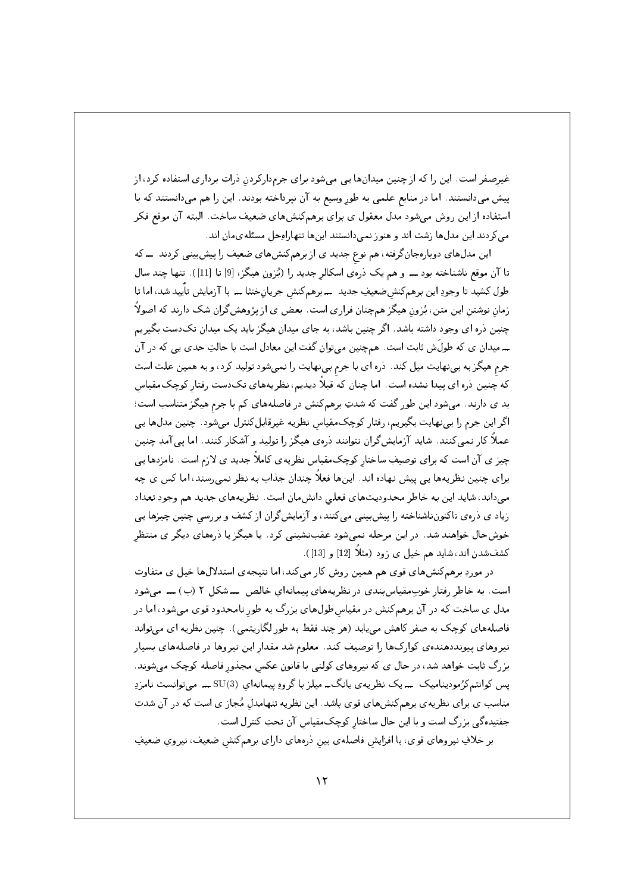غیرصفر است. این را که از چنین میدان‌ها یی می‌شود برای جرم‌دارکردنِ ذرات برداری استفاده کرد، از پیش می‌دانستند. اما در منابعِ علمی به طورِ وسیع به آن نپرداخته بودند. این را هم می‌دانستند که با استفاده از این روش می‌شود مدلِ معقول ی برای برهم‌کنش‌های ضعیف ساخت. البته آن موقع فکر می‌کردند این مدل‌ها زشت اند و هنوز نمی‌دانستند این‌ها تنهاراه‌حلِ مسئله‌ی‌مان اند.

این مدل‌های دوباره‌جان‌گرفته، هم نوعِ جدید ی از برهم‌کنش‌های ضعیف را پیش‌بینی کردند — که تا آن موقع ناشناخته بود — و هم یک ذره‌ی اسکالرِ جدید را (بُزونِ هیگز، [9] تا [11]). تنها چند سال طول کشید تا وجودِ این برهم‌کنشِ ضعیفِ جدید — برهم‌کنشِ جریان‌خنثا — با آزمایش تأیید شد، اما تا زمانِ نوشتنِ این متن، بُزونِ هیگز هم‌چنان فراری است. بعض ی از پژوهش‌گران شک دارند که اصولاً چنین ذره ای وجود داشته باشد. اگر چنین باشد، به جای میدانِ هیگز باید یک میدانِ تک‌دست بگیریم — میدان ی که طولَش ثابت است. هم‌چنین می‌توان گفت این معادل است با حالتِ حدی یی که در آن جرمِ هیگز به بی‌نهایت میل کند. ذره ای با جرمِ بی‌نهایت را نمی‌شود تولید کرد، و به همین علت است که چنین ذره ای پیدا نشده است. اما چنان که قبلاً دیدیم، نظریه‌های تک‌دست رفتارِ کوچک‌مقیاسِ بد ی دارند. می‌شود این طور گفت که شدتِ برهم‌کنش در فاصله‌های کم با جرمِ هیگز متناسب است؛ اگر این جرم را بی‌نهایت بگیریم، رفتارِ کوچک‌مقیاسِ نظریه غیرقابلِ‌کنترل می‌شود. چنین مدل‌ها یی عملاً کار نمی‌کنند. شاید آزمایش‌گران نتوانند ذره‌ی هیگز را تولید و آشکار کنند. اما پی‌آمدِ چنین چیز ی آن است که برای توصیفِ ساختارِ کوچک‌مقیاسِ نظریه‌ی کاملاً جدید ی لازم است. نامزدها یی برای چنین نظریه‌ها یی پیش نهاده اند. این‌ها فعلاً چندان جذاب به نظر نمی‌رسند، اما کس ی چه می‌داند، شاید این به خاطرِ محدودیت‌های فعلیِ دانش‌مان است. نظریه‌های جدید هم وجودِ تعدادِ زیاد ی ذره‌ی تاکنون‌ناشناخته را پیش‌بینی می‌کنند، و آزمایش‌گران از کشف و بررسیِ چنین چیزها یی خوش‌حال خواهند شد. در این مرحله نمی‌شود عقب‌نشینی کرد. یا هیگز یا ذره‌های دیگر ی منتظرِ کشف‌شدن اند، شاید هم خیل ی زود (مثلاً [12] و [13]).

در موردِ برهم‌کنش‌های قوی هم همین روش کار می‌کند، اما نتیجه‌ی استدلال‌ها خیل ی متفاوت است. به خاطرِ رفتارِ خوبِ‌مقیاس‌بندی در نظریه‌های پیمانه‌ایِ خالص — شکلِ ۲ (ب) — می‌شود مدل ی ساخت که در آن برهم‌کنش در مقیاسِ طول‌های بزرگ به طورِ نامحدود قوی می‌شود، اما در فاصله‌های کوچک به صفر کاهش می‌یابد (هر چند فقط به طورِ لگاریتمی). چنین نظریه ای می‌تواند نیروهای پیونددهنده‌ی کوارک‌ها را توصیف کند. معلوم شد مقدارِ این نیروها در فاصله‌های بسیار بزرگ ثابت خواهد شد، در حال ی که نیروهای کولنی با قانونِ عکسِ مجذورِ فاصله کوچک می‌شوند. پس کوانتم‌کرُمودینامیک — یک نظریه‌ی یانگ‌ـ میلز با گروهِ پیمانه‌ایِ $SU(3)$ — می‌توانست نامزدِ مناسب ی برای نظریه‌ی برهم‌کنش‌های قوی باشد. این نظریه تنهامدلِ مُجاز ی است که در آن شدتِ جفتیده‌گی بزرگ است و با این حال ساختارِ کوچک‌مقیاسِ آن تحتِ کنترل است.

بر خلافِ نیروهای قوی، با افزایشِ فاصله‌ی بینِ ذره‌های دارای برهم‌کنشِ ضعیف، نیرویِ ضعیفِ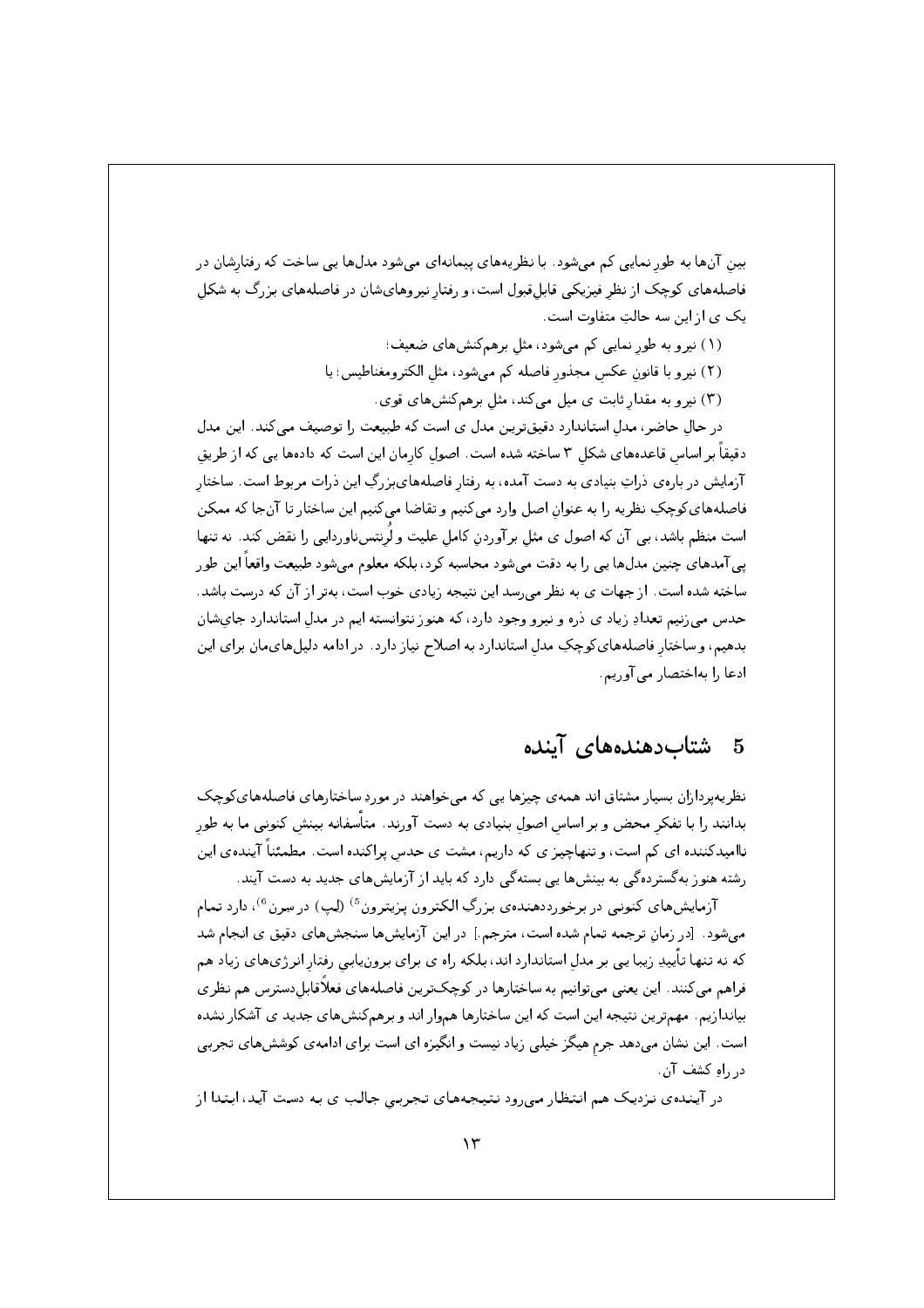بینِ آن‌ها به طورِ نمایی کم می‌شود. با نظریه‌های پیمانه‌ای می‌شود مدل‌ها یی ساخت که رفتارشان در فاصله‌های کوچک از نظرِ فیزیکی قابل‌قبول است، و رفتارِ نیروهای‌شان در فاصله‌های بزرگ به شکلِ یک ی از این سه حالتِ متفاوت است.

(۱) نیرو به طورِ نمایی کم می‌شود، مثلِ برهم‌کنش‌های ضعیف؛

(۲) نیرو با قانونِ عکسِ مجذورِ فاصله کم می‌شود، مثلِ الکترومغناطیس؛ یا

(۳) نیرو به مقدارِ ثابت ی میل می‌کند، مثلِ برهم‌کنش‌های قوی.

در حالِ حاضر، مدلِ استاندارد دقیق‌ترین مدل ی است که طبیعت را توصیف می‌کند. این مدل دقیقاً بر اساسِ قاعده‌های شکلِ ۳ ساخته شده است. اصولِ کارمان این است که داده‌ها یی که از طریقِ آزمایش در باره‌ی ذراتِ بنیادی به دست آمده، به رفتارِ فاصله‌های‌بزرگِ این ذرات مربوط است. ساختارِ فاصله‌های‌کوچکِ نظریه را به عنوانِ اصل وارد می‌کنیم و تقاضا می‌کنیم این ساختار تا آن‌جا که ممکن است منظم باشد، بی آن که اصول ی مثلِ برآوردنِ کاملِ علیت و لُرِنتس‌ناوردایی را نقض کند. نه تنها پی‌آمدهای چنین مدل‌ها یی را به دقت می‌شود محاسبه کرد، بلکه معلوم می‌شود طبیعت واقعاً این طور ساخته شده است. از جهات ی به نظر می‌رسد این نتیجه زیادی خوب است، به‌تر از آن که درست باشد. حدس می‌زنیم تعدادِ زیاد ی ذره و نیرو وجود دارد، که هنوز نتوانسته ایم در مدلِ استاندارد جای‌شان بدهیم، و ساختارِ فاصله‌های‌کوچکِ مدلِ استاندارد به اصلاح نیاز دارد. در ادامه دلیل‌های‌مان برای این ادعا را به‌اختصار می‌آوریم.

## 5 شتاب‌دهنده‌های آینده

نظریه‌پردازان بسیار مشتاق اند همه‌ی چیزها یی که می‌خواهند در موردِ ساختارهای فاصله‌های‌کوچک بدانند را با تفکرِ محض و بر اساسِ اصولِ بنیادی به دست آورند. متأسفانه بینشِ کنونی ما به طورِ نااامیدکننده ای کم است، و تنهاچیز ی که داریم، مشت ی حدسِ پراکنده است. مطمئناً آینده‌ی این رشته هنوز به‌گسترده‌گی به بینش‌ها یی بسته‌گی دارد که باید از آزمایش‌های جدید به دست آیند.

آزمایش‌های کنونی در برخورددهنده‌ی بزرگِ الکترون پوزیترون[5] (لِپ) در سِرن[6]، دارد تمام می‌شود. [در زمانِ ترجمه تمام شده است، مترجم.] در این آزمایش‌ها سنجش‌های دقیق ی انجام شد که نه تنها تأییدِ زیبا یی بر مدلِ استاندارد اند، بلکه راه ی برای برون‌یابیِ رفتارِ انرژی‌های زیاد هم فراهم می‌کنند. این یعنی می‌توانیم به ساختارها در کوچک‌ترین فاصله‌های فعلاًقابل‌دسترس هم نظری بیاندازیم. مهم‌ترین نتیجه این است که این ساختارها هموار اند و برهم‌کنش‌های جدید ی آشکار نشده است. این نشان می‌دهد جرمِ هیگز خیلی زیاد نیست و انگیزه ای است برای ادامه‌ی کوشش‌های تجربی در راهِ کشفِ آن.

در آینده‌ی نزدیک هم انتظار می‌رود نتیجه‌های تجربیِ جالب ی به دست آید، ابتدا از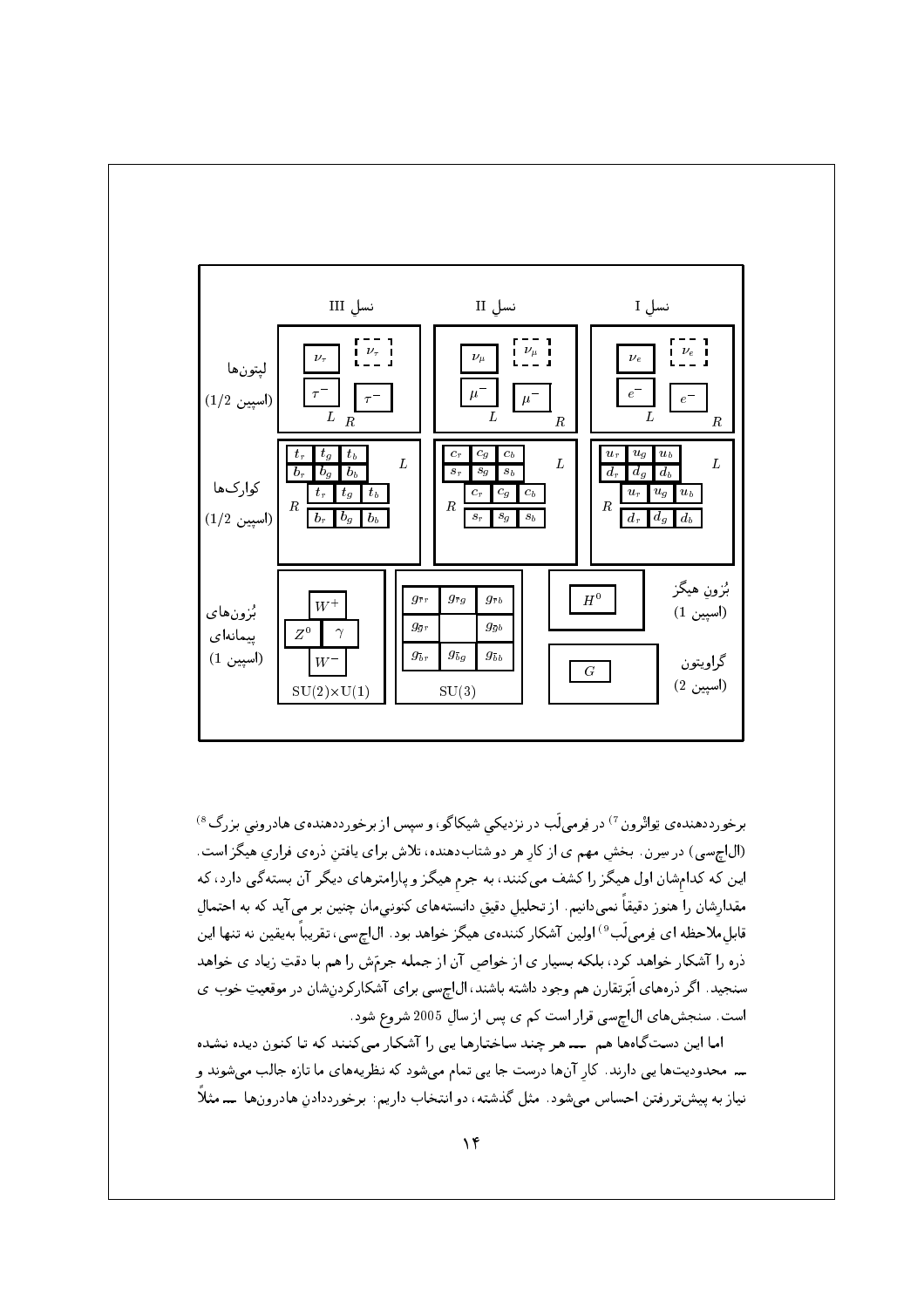| | نسلِ I | نسلِ II | نسلِ III |
|---|---|---|---|
| لپتون‌ها (اسپین 1/2) | $L$: $\nu_e$, $e^-$ — $R$: $\nu_e$, $e^-$ | $L$: $\nu_\mu$, $\mu^-$ — $R$: $\nu_\mu$, $\mu^-$ | $L$: $\nu_\tau$, $\tau^-$ — $R$: $\nu_\tau$, $\tau^-$ |
| کوارک‌ها (اسپین 1/2) | $L$: $u_r$ $u_g$ $u_b$, $d_r$ $d_g$ $d_b$ — $R$: $u_r$ $u_g$ $u_b$, $d_r$ $d_g$ $d_b$ | $L$: $c_r$ $c_g$ $c_b$, $s_r$ $s_g$ $s_b$ — $R$: $c_r$ $c_g$ $c_b$, $s_r$ $s_g$ $s_b$ | $L$: $t_r$ $t_g$ $t_b$, $b_r$ $b_g$ $b_b$ — $R$: $t_r$ $t_g$ $t_b$, $b_r$ $b_g$ $b_b$ |

| | | |
|---|---|---|
| بُزونِ هیگز (اسپین 1) | $H^0$ | |
| گراویتون (اسپین 2) | $G$ | |
| بُزون‌های پیمانه‌ای (اسپین 1) | $\mathrm{SU}(2)\times\mathrm{U}(1)$: $W^+$, $Z^0$, $\gamma$, $W^-$ | $\mathrm{SU}(3)$: $g_{\bar{r}r}$ $g_{\bar{r}g}$ $g_{\bar{r}b}$, $g_{\bar{g}r}$ $g_{\bar{g}b}$, $g_{\bar{b}r}$ $g_{\bar{b}g}$ $g_{\bar{b}b}$ |

برخورددهنده‌ی تواترون[7] در فرمی‌لَب در نزدیکیِ شیکاگو، و سپس از برخورددهنده‌ی هادرونیِ بزرگ[8] (ال‌اچ‌سی) در سِرن. بخشِ مهم ی از کارِ هر دو شتاب‌دهنده، تلاش برای یافتنِ ذره‌ی فراریِ هیگز است. این که کدامِشان اول هیگز را کشف می‌کنند، به جرمِ هیگز و پارامترهای دیگر آن بستگی دارد، که مقدارشان را هنوز دقیقاً نمی‌دانیم. از تحلیلِ دقیقِ دانسته‌های کنونی‌مان چنین بر می‌آید که به احتمالِ قابلِ ملاحظه ای فرمی‌لَب[9] اولین آشکار کننده‌ی هیگز خواهد بود. ال‌اچ‌سی، تقریباً به‌یقین نه تنها این ذره را آشکار خواهد کرد، بلکه بسیار ی از خواصِ آن از جمله جرمَش را هم با دقتِ زیاد ی خواهد سنجید. اگر ذره‌های اَبَرتقارن هم وجود داشته باشند، ال‌اچ‌سی برای آشکارکردن‌شان در موقعیتِ خوب ی است. سنجش‌های ال‌اچ‌سی قرار است کم ی پس از سالِ 2005 شروع شود.

اما این دست‌گاه‌ها هم — هر چند ساختارها یی را آشکار می‌کنند که تا کنون دیده نشده — محدودیت‌ها یی دارند. کارِ آن‌ها درست جا یی تمام می‌شود که نظریه‌های ما تازه جالب می‌شوند و نیاز به پیش‌ترفتن احساس می‌شود. مثلِ گذشته، دو انتخاب داریم: برخورددادنِ هادرون‌ها — مثلاً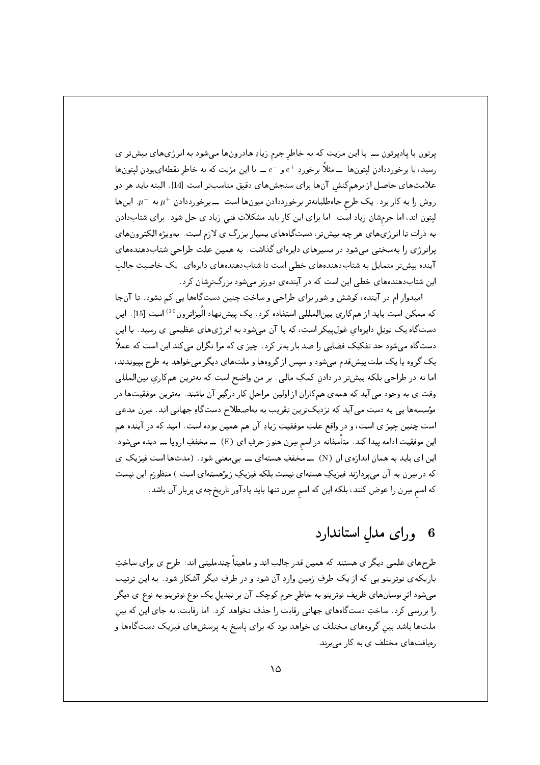پرتون با پادپرتون ــ با این مزیت که به خاطرِ جرمِ زیادِ هادرون‌ها می‌شود به انرژی‌های بیش‌تر ی رسید، یا برخورددادنِ لپتون‌ها ــ مثلاً برخوردِ $e^+$ و $e^-$ ــ با این مزیت که به خاطرِ نقطه‌ای‌بودنِ لپتون‌ها علامت‌های حاصل از برهم‌کنش آن‌ها برای سنجش‌های دقیق مناسب‌تر است [14]. البته باید هر دو روش را به کار برد. یک طرحِ جاه‌طلبانه‌تر برخورددادنِ میون‌ها است ــ برخورددادنِ $\mu^+$ به $\mu^-$. این‌ها لپتون اند، اما جرم‌شان زیاد است. اما برای این کار باید مشکلاتِ فنیِ زیاد ی حل شود. برای شتاب‌دادن به ذرات تا انرژی‌های هر چه بیش‌تر، دستگاه‌های بسیار بزرگ ی لازم است. به‌ویژه الکترون‌های پرانرژی را به‌سختی می‌شود در مسیرهای دایره‌ای گذاشت. به همین علت طراحیِ شتاب‌دهنده‌های آینده بیش‌تر متمایل به شتاب‌دهنده‌های خطی است تا شتاب‌دهنده‌های دایره‌ای. یک خاصیتِ جالبِ این شتاب‌دهنده‌های خطی این است که در آینده‌ی دورتر می‌شود بزرگ‌ترشان کرد.

امیدوار ام در آینده، کوشش و شور برای طراحی و ساختِ چنین دستگاه‌ها یی کم نشود. تا آن‌جا که ممکن است باید از هم‌کاریِ بین‌المللی استفاده کرد. یک پیش‌نهاد اِلیزاترون[10] است [15]. این دستگاه یک تونلِ دایره‌ایِ غول‌پیکر است، که با آن می‌شود به انرژی‌های عظیمی ی رسید. با این دستگاه می‌شود حدِ تفکیکِ فضایی را صد بار به‌تر کرد. چیز ی که مرا نگران می‌کند این است که عملاً یک گروه یا یک ملت پیش‌قدم می‌شود و سپس از گروه‌ها و ملت‌های دیگر می‌خواهد به طرح بپیوندند، اما نه در طراحی بلکه بیش‌تر در دادنِ کمکِ مالی. بر من واضح است که به‌ترین هم‌کاریِ بین‌المللی وقت ی به وجود می‌آید که همه‌ی هم‌کاران از اولین مراحلِ کار درگیرِ آن باشند. به‌ترین موفقیت‌ها در مؤسسه‌ها یی به دست می‌آید که نزدیک‌ترین تقریب به اصطلاحِ دستگاهِ جهانی اند. سِرن مدعی است چنین چیز ی است، و در واقع علتِ موفقیتِ زیادِ آن هم همین بوده است. امید که در آینده هم این موفقیت ادامه پیدا کند. متأسفانه در اسمِ سِرن هنوز حرفِ ای (E) ــ مخففِ اروپا ــ دیده می‌شود. این ای باید به همان اندازه‌ی ان (N) ــ مخففِ هسته‌ای ــ بی‌معنی شود. (مدت‌ها است فیزیک ی که در سِرن به آن می‌پردازند فیزیکِ هسته‌ای نیست بلکه فیزیکِ زیرهسته‌ای است.) منظورَم این نیست که اسمِ سِرن را عوض کنند، بلکه این که اسمِ سِرن تنها باید یادآورِ تاریخ‌چه‌ی پربارِ آن باشد.

## 6 ورای مدلِ استاندارد

طرح‌های علمیِ دیگر ی هستند که همین قدر جالب اند و ماهیتاً چندملیتی اند: طرح ی برای ساختِ باریکه‌ی نوترینو یی که از یک طرفِ زمین وارد آن شود و در طرفِ دیگر آشکار شود. به این ترتیب می‌شود اثرِ نوسان‌های ظریفِ نوترینو به خاطرِ جرمِ کوچکِ آن بر تبدیلِ یک نوع نوترینو به نوع ی دیگر را بررسی کرد. ساختِ دستگاه‌های جهانی رقابت را حذف نخواهد کرد. اما رقابت، به جای این که بینِ ملت‌ها باشد بینِ گروه‌های مختلف ی خواهد بود که برای پاسخ به پرسش‌های فیزیکِ دستگاه‌ها و رهیافت‌های مختلف ی به کار می‌برند.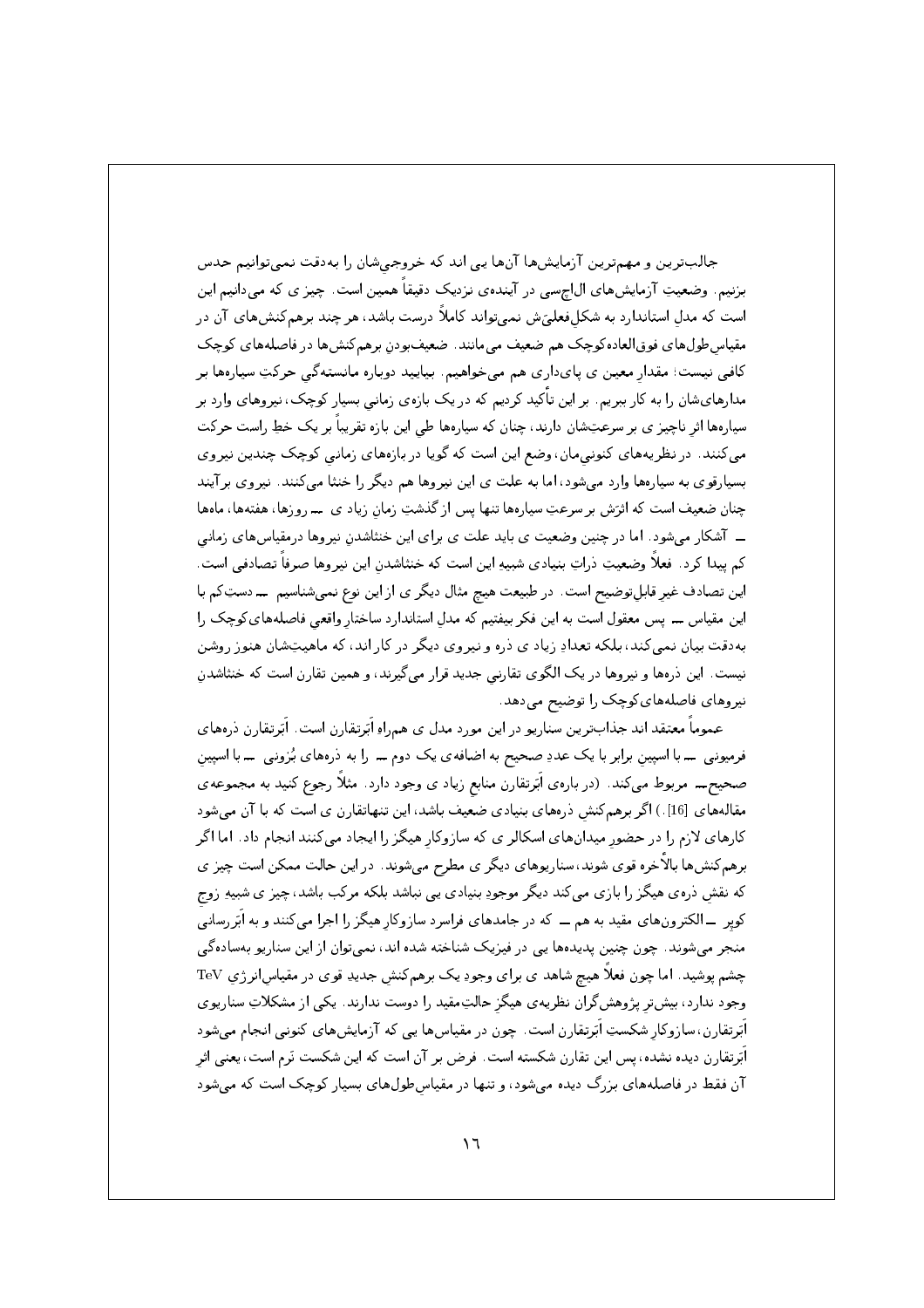جالب‌ترین و مهم‌ترین آزمایش‌ها آن‌ها یی اند که خروجی‌شان را به‌دقت نمی‌توانیم حدس بزنیم. وضعیتِ آزمایش‌های ال‌اچ‌سی در آینده‌ی نزدیک دقیقاً همین است. چیز ی که می‌دانیم این است که مدلِ استاندارد به شکلِ فعلی‌ش نمی‌تواند کاملاً درست باشد، هر چند برهم‌کنش‌های آن در مقیاسِ طول‌های فوق‌العاده کوچک هم ضعیف می‌مانند. ضعیف‌بودنِ برهم‌کنش‌ها در فاصله‌های کوچک کافی نیست؛ مقدارِ معین ی پای‌داری هم می‌خواهیم. بیایید دوباره مانسته‌گی حرکتِ سیاره‌ها بر مدارهای‌شان را به کار ببریم. بر این تأکید کردیم که در یک بازه‌ی زمانیِ بسیار کوچک، نیروهای وارد بر سیاره‌ها اثرِ ناچیز ی بر سرعتِ‌شان دارند، چنان که سیاره‌ها طی این بازه تقریباً بر یک خطِ راست حرکت می‌کنند. در نظریه‌های کنونی‌مان، وضع این است که گویا در بازه‌های زمانیِ کوچک چندین نیروی بسیارقوی به سیاره‌ها وارد می‌شود، اما به علت ی این نیروها هم دیگر را خنثا می‌کنند. نیروی برآیند چنان ضعیف است که اثرَش بر سرعتِ سیاره‌ها تنها پس از گذشتِ زمانِ زیاد ی ــ روزها، هفته‌ها، ماه‌ها ــ آشکار می‌شود. اما در چنین وضعیت ی باید علت ی برای این خنثاشدنِ نیروها درمقیاس‌های زمانیِ کم پیدا کرد. فعلاً وضعیتِ ذراتِ بنیادی شبیه این است که خنثاشدنِ این نیروها صرفاً تصادفی است. این تصادف غیرِ قابلِ توضیح است. در طبیعت هیچ مثالِ دیگر ی از این نوع نمی‌شناسیم ــ دستِ کم با این مقیاس ــ پس معقول است به این فکر بیفتیم که مدلِ استاندارد ساختارِ واقعیِ فاصله‌های کوچک را به‌دقت بیان نمی‌کند، بلکه تعدادِ زیاد ی ذره و نیروی دیگر در کار اند، که ماهیتِ‌شان هنوز روشن نیست. این ذره‌ها و نیروها در یک الگوی تقارنیِ جدید قرار می‌گیرند، و همین تقارن است که خنثاشدنِ نیروهای فاصله‌های کوچک را توضیح می‌دهد.

عموماً معتقد اند جذاب‌ترین سناریو در این مورد مدل ی همراهِ اَبَرتقارن است. اَبَرتقارن ذره‌های فرمیونی ــ با اسپینِ برابر با یک عددِ صحیح به اضافه‌ی یک دوم ــ را به ذره‌های بُزونی ــ با اسپینِ صحیح ــ مربوط می‌کند. (در باره‌ی اَبَرتقارن منابعِ زیاد ی وجود دارد. مثلاً رجوع کنید به مجموعه‌ی مقاله‌های [16].) اگر برهم‌کنشِ ذره‌های بنیادی ضعیف باشد، این تنهاتقارن ی است که با آن می‌شود کارهای لازم را در حضورِ میدان‌های اسکالر ی که سازوکارِ هیگز را ایجاد می‌کنند انجام داد. اما اگر برهم‌کنش‌ها بالأخره قوی شوند، سناریوهای دیگر ی مطرح می‌شوند. در این حالت ممکن است چیز ی که نقشِ ذره‌ی هیگز را بازی می‌کند دیگر موجودِ بنیادی ی نباشد بلکه مرکب باشد، چیز ی شبیهِ زوجِ کوپر ــ الکترون‌های مقید به هم ــ که در جامدهای فراسرد سازوکارِ هیگز را اجرا می‌کنند و به اَبَررسانی منجر می‌شوند. چون چنین پدیده‌ها یی در فیزیک شناخته شده اند، نمی‌توان از این سناریو به‌ساده‌گی چشم پوشید. اما چون فعلاً هیچ شاهد ی برای وجودِ یک برهم‌کنشِ جدیدِ قوی در مقیاسِ انرژیِ TeV وجود ندارد، بیش‌ترِ پژوهش‌گرانِ نظریه‌ی هیگزِ حالتِ مقید را دوست ندارند. یکی از مشکلاتِ سناریوی اَبَرتقارن، سازوکارِ شکستِ اَبَرتقارن است. چون در مقیاس‌ها یی که آزمایش‌های کنونی انجام می‌شود اَبَرتقارن دیده نشده، پس این تقارن شکسته است. فرض بر آن است که این شکست نَرم است، یعنی اثرِ آن فقط در فاصله‌های بزرگ دیده می‌شود، و تنها در مقیاسِ طول‌های بسیار کوچک است که می‌شود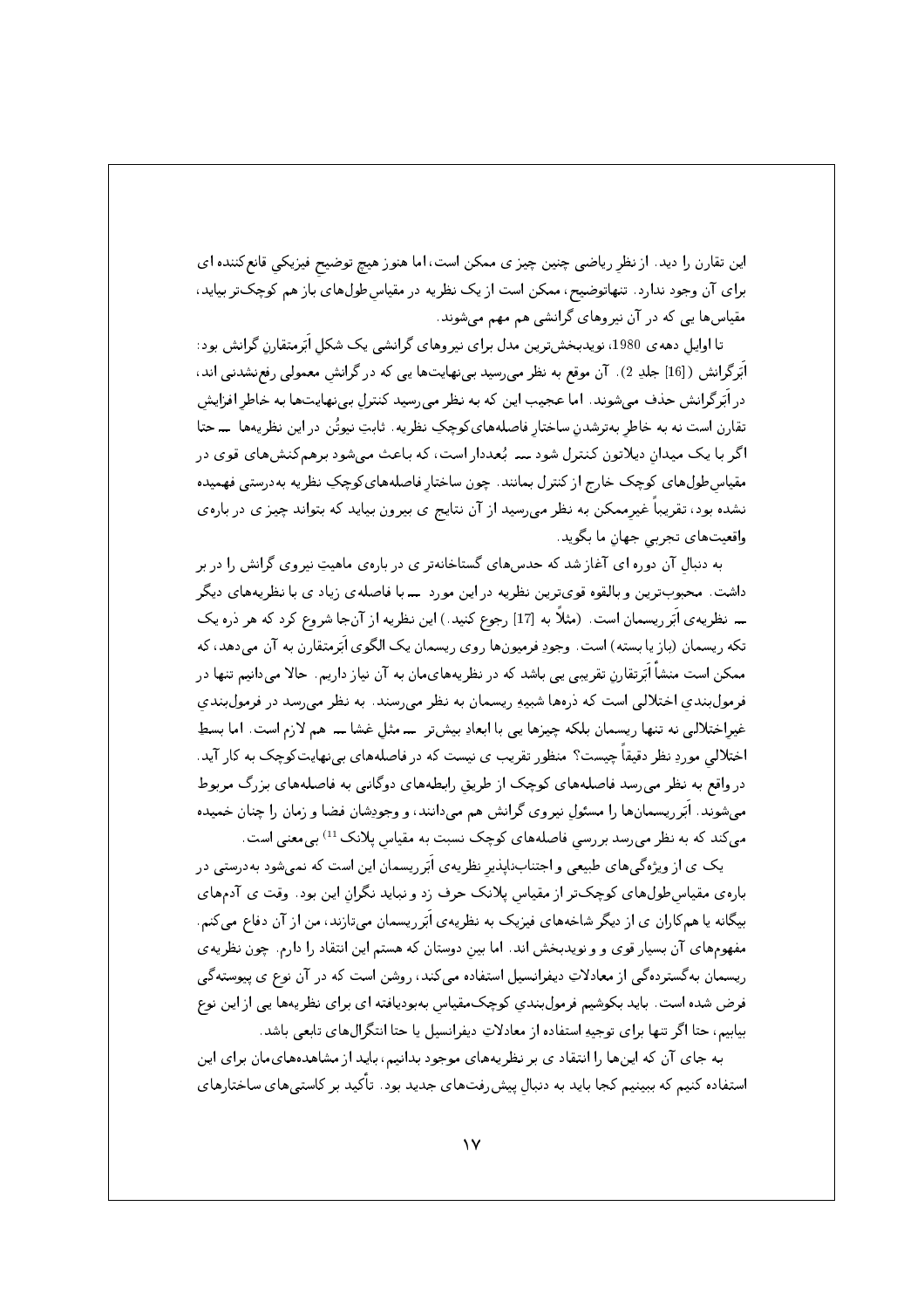این تقارن را دید. از نظرِ ریاضی چنین چیز ی ممکن است، اما هنوز هیچ توضیحِ فیزیکیِ قانع‌کننده ای برای آن وجود ندارد. تنها‌توضیح، ممکن است از یک نظریه در مقیاسِ طول‌های باز هم کوچک‌تر بیاید، مقیاس‌ها یی که در آن نیروهای گرانشی هم مهم می‌شوند.

تا اوایلِ دهه‌ی 1980، نویدبخش‌ترین مدل برای نیروهای گرانشی یک شکلِ اَبَرمتقارنِ گرانش بود: اَبَرگرانش ([16] جلدِ 2). آن موقع به نظر می‌رسید بی‌نهایت‌ها یی که در گرانشِ معمولی رفع‌نشدنی اند، در اَبَرگرانش حذف می‌شوند. اما عجیب این که به نظر می‌رسید کنترلِ بی‌نهایت‌ها به خاطرِ افزایشِ تقارن است نه به خاطرِ به‌ترشدنِ ساختارِ فاصله‌های کوچکِ نظریه. ثابتِ نیوتُن در این نظریه‌ها ـــ حتا اگر با یک میدانِ دیلاتون کنترل شود ـــ بُعددار است، که باعث می‌شود برهم‌کنش‌های قوی در مقیاسِ طول‌های کوچک خارج از کنترل بمانند. چون ساختارِ فاصله‌های کوچکِ نظریه به‌درستی فهمیده نشده بود، تقریباً غیرممکن به نظر می‌رسید از آن نتایج ی بیرون بیاید که بتواند چیز ی در باره‌ی واقعیت‌های تجربیِ جهانِ ما بگوید.

به دنبالِ آن دوره ای آغاز شد که حدس‌های گستاخانه‌تر ی در باره‌ی ماهیتِ نیروی گرانش را در بر داشت. محبوب‌ترین و بالقوه قوی‌ترین نظریه در این مورد ـــ با فاصله‌ی زیاد ی با نظریه‌های دیگر ـــ نظریه‌ی اَبَر ریسمان است. (مثلاً به [17] رجوع کنید.) این نظریه از آن‌جا شروع کرد که هر ذره یک تکه ریسمان (باز یا بسته) است. وجودِ فرمیون‌ها روی ریسمان یک الگوی اَبَرمتقارن به آن می‌دهد، که ممکن است منشأ اَبَرتقارنِ تقریبی یی باشد که در نظریه‌های‌مان به آن نیاز داریم. حالا می‌دانیم تنها در فرمول‌بندیِ اختلالی است که ذره‌ها شبیهِ ریسمان به نظر می‌رسند. به نظر می‌رسد در فرمول‌بندیِ غیراختلالی نه تنها ریسمان بلکه چیزها یی با ابعادِ بیش‌تر ـــ مثلِ غشا ـــ هم لازم است. اما بسطِ اختلالیِ موردِ نظر دقیقاً چیست؟ منظور تقریب ی نیست که در فاصله‌های بی‌نهایت‌کوچک به کار آید. در واقع به نظر می‌رسد فاصله‌های کوچک از طریقِ رابطه‌های دوگانی به فاصله‌های بزرگ مربوط می‌شوند. اَبَرریسمان‌ها را مسئولِ نیروی گرانش هم می‌دانند، و وجودِشان فضا و زمان را چنان خمیده می‌کند که به نظر می‌رسد بررسیِ فاصله‌های کوچک نسبت به مقیاسِ پلانک [11] بی‌معنی است.

یک ی از ویژه‌گی‌های طبیعی و اجتناب‌ناپذیرِ نظریه‌ی اَبَرریسمان این است که نمی‌شود به‌درستی در باره‌ی مقیاسِ طول‌های کوچک‌تر از مقیاسِ پلانک حرف زد و نباید نگرانِ این بود. وقت ی آدم‌های بیگانه یا هم‌کاران ی از دیگر شاخه‌های فیزیک به نظریه‌ی اَبَرریسمان می‌تازند، من از آن دفاع می‌کنم. مفهوم‌های آن بسیار قوی و و نویدبخش اند. اما بینِ دوستان که هستم این انتقاد را دارم. چون نظریه‌ی ریسمان به‌گسترده‌گی از معادلاتِ دیفرانسیل استفاده می‌کند، روشن است که در آن نوع ی پیوسته‌گی فرض شده است. باید بکوشیم فرمول‌بندیِ کوچک‌مقیاسِ به‌بودیافته ای برای نظریه‌ها یی از این نوع بیابیم، حتا اگر تنها برای توجیهِ استفاده از معادلاتِ دیفرانسیل یا حتا انتگرال‌های تابعی باشد.

به جای آن که این‌ها را انتقاد ی بر نظریه‌های موجود بدانیم، باید از مشاهده‌های‌مان برای این استفاده کنیم که ببینیم کجا باید به دنبالِ پیش‌رفت‌های جدید بود. تأکید بر کاستی‌های ساختارهای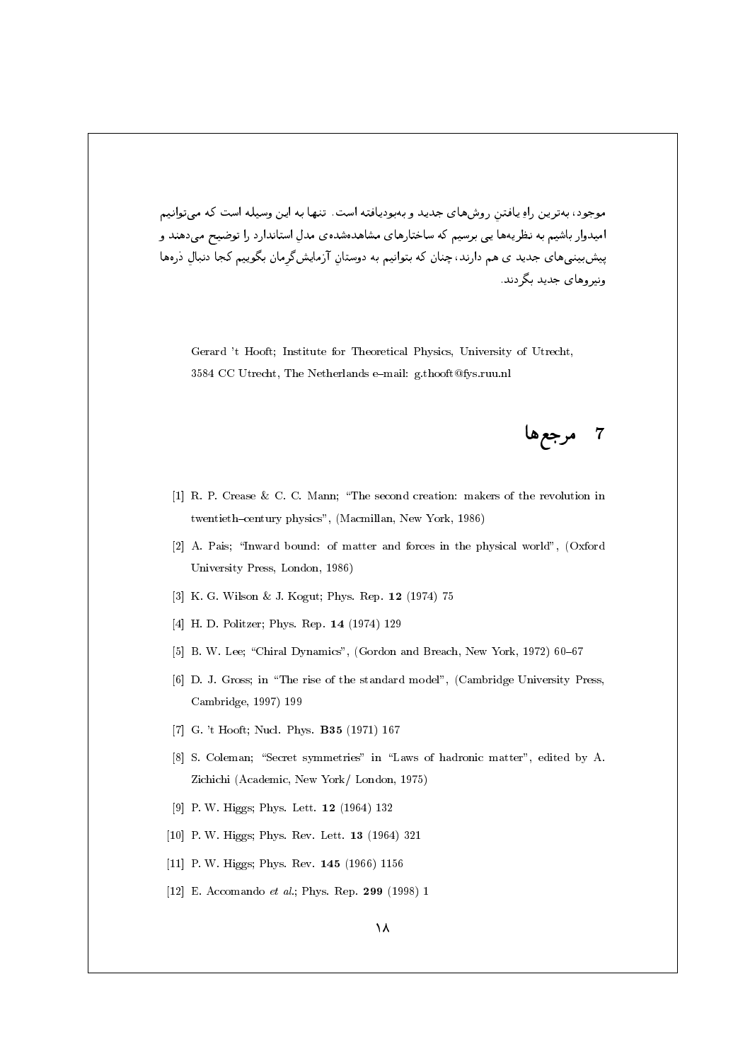موجود، به‌ترین راهِ یافتنِ روش‌های جدید و به‌بودیافته است. تنها به این وسیله است که می‌توانیم امیدوار باشیم به نظریه‌ها یی برسیم که ساختارهای مشاهده‌شده‌ی مدلِ استاندارد را توضیح می‌دهند و پیش‌بینی‌های جدید ی هم دارند، چنان که بتوانیم به دوستانِ آزمایش‌گرمان بگوییم کجا دنبالِ ذره‌ها ونیروهای جدید بگردند.

Gerard 't Hooft; Institute for Theoretical Physics, University of Utrecht, 3584 CC Utrecht, The Netherlands e–mail: g.thooft@fys.ruu.nl

## 7 مرجع‌ها

[1] R. P. Crease & C. C. Mann; "The second creation: makers of the revolution in twentieth–century physics", (Macmillan, New York, 1986)

[2] A. Pais; "Inward bound: of matter and forces in the physical world", (Oxford University Press, London, 1986)

[3] K. G. Wilson & J. Kogut; Phys. Rep. **12** (1974) 75

[4] H. D. Politzer; Phys. Rep. **14** (1974) 129

[5] B. W. Lee; "Chiral Dynamics", (Gordon and Breach, New York, 1972) 60–67

[6] D. J. Gross; in "The rise of the standard model", (Cambridge University Press, Cambridge, 1997) 199

[7] G. 't Hooft; Nucl. Phys. **B35** (1971) 167

[8] S. Coleman; "Secret symmetries" in "Laws of hadronic matter", edited by A. Zichichi (Academic, New York/ London, 1975)

[9] P. W. Higgs; Phys. Lett. **12** (1964) 132

[10] P. W. Higgs; Phys. Rev. Lett. **13** (1964) 321

[11] P. W. Higgs; Phys. Rev. **145** (1966) 1156

[12] E. Accomando *et al.*; Phys. Rep. **299** (1998) 1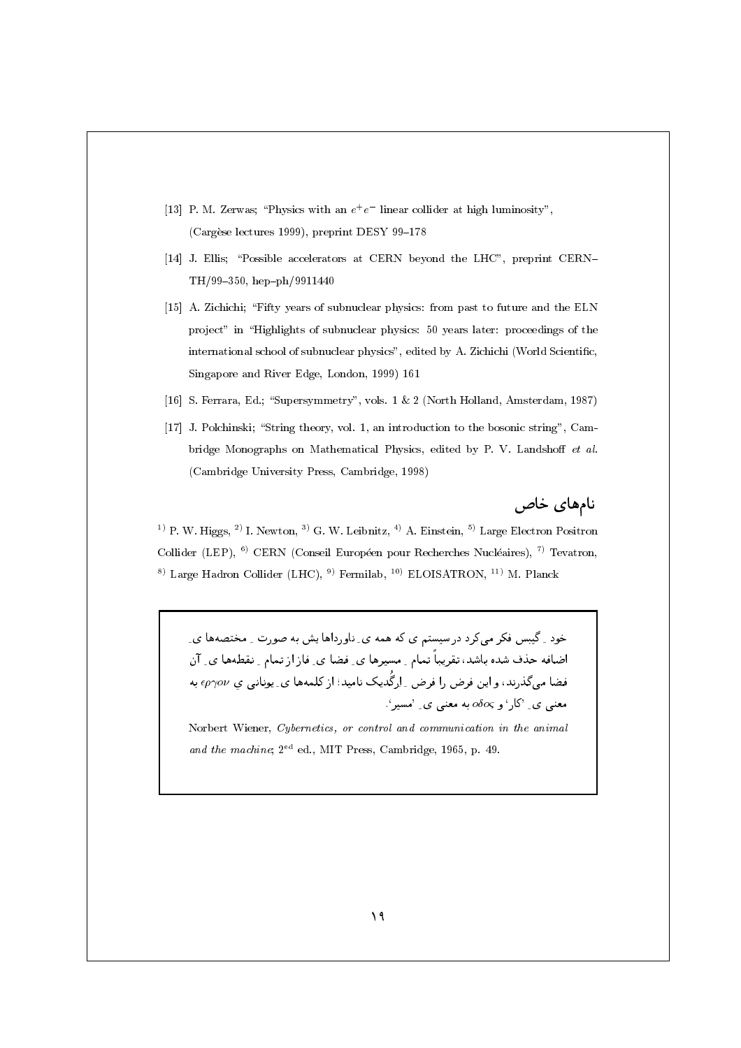[13] P. M. Zerwas; "Physics with an $e^+e^-$ linear collider at high luminosity", (Cargèse lectures 1999), preprint DESY 99–178

[14] J. Ellis; "Possible accelerators at CERN beyond the LHC", preprint CERN–TH/99–350, hep–ph/9911440

[15] A. Zichichi; "Fifty years of subnuclear physics: from past to future and the ELN project" in "Highlights of subnuclear physics: 50 years later: proceedings of the international school of subnuclear physics", edited by A. Zichichi (World Scientific, Singapore and River Edge, London, 1999) 161

[16] S. Ferrara, Ed.; "Supersymmetry", vols. 1 & 2 (North Holland, Amsterdam, 1987)

[17] J. Polchinski; "String theory, vol. 1, an introduction to the bosonic string", Cambridge Monographs on Mathematical Physics, edited by P. V. Landshoff *et al.* (Cambridge University Press, Cambridge, 1998)

## نام‌های خاص

[1] P. W. Higgs, [2] I. Newton, [3] G. W. Leibnitz, [4] A. Einstein, [5] Large Electron Positron Collider (LEP), [6] CERN (Conseil Européen pour Recherches Nucléaires), [7] Tevatron, [8] Large Hadron Collider (LHC), [9] Fermilab, [10] ELOISATRON, [11] M. Planck

خود ـ گیبس فکر می‌کرد درسیستم ی که همه ی ـ ناورداها یش به صورت ـ مختصه‌ها ی ـ اضافه حذف شده باشد، تقریباً تمام ـ مسیرها ی ـ فضا ی ـ فاز از تمام ـ نقطه‌ها ی ـ آن فضا می‌گذرند، و این فرض را فرض ـ ارگُدیک نامید؛ از کلمه‌ها ی ـ یونانی ی $\epsilon\rho\gamma o\nu$ به معنی ی ـ 'کار' و $o\delta o\varsigma$ به معنی ی ـ 'مسیر'.

Norbert Wiener, *Cybernetics, or control and communication in the animal and the machine*; 2nd ed., MIT Press, Cambridge, 1965, p. 49.